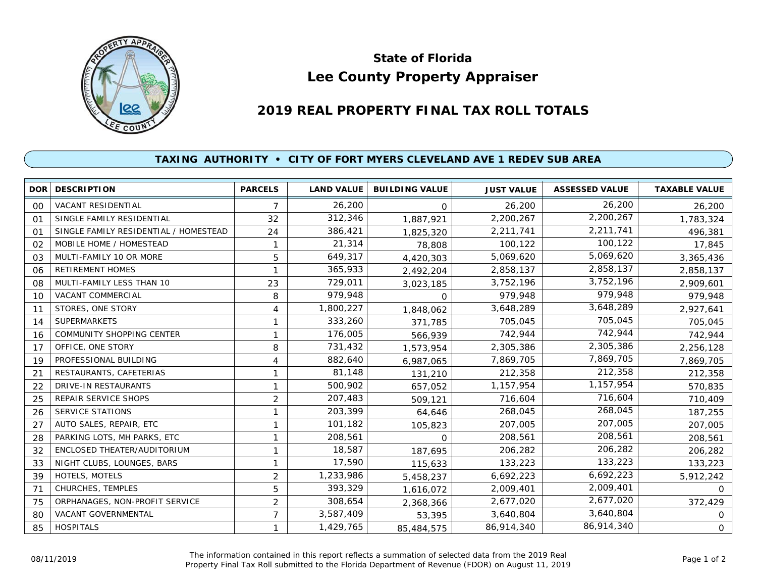# State of Florida
# Lee County Property Appraiser

## 2019 REAL PROPERTY FINAL TAX ROLL TOTALS

### TAXING AUTHORITY • CITY OF FORT MYERS CLEVELAND AVE 1 REDEV SUB AREA

| DOR | DESCRIPTION | PARCELS | LAND VALUE | BUILDING VALUE | JUST VALUE | ASSESSED VALUE | TAXABLE VALUE |
|---|---|---|---|---|---|---|---|
| 00 | VACANT RESIDENTIAL | 7 | 26,200 | 0 | 26,200 | 26,200 | 26,200 |
| 01 | SINGLE FAMILY RESIDENTIAL | 32 | 312,346 | 1,887,921 | 2,200,267 | 2,200,267 | 1,783,324 |
| 01 | SINGLE FAMILY RESIDENTIAL / HOMESTEAD | 24 | 386,421 | 1,825,320 | 2,211,741 | 2,211,741 | 496,381 |
| 02 | MOBILE HOME / HOMESTEAD | 1 | 21,314 | 78,808 | 100,122 | 100,122 | 17,845 |
| 03 | MULTI-FAMILY 10 OR MORE | 5 | 649,317 | 4,420,303 | 5,069,620 | 5,069,620 | 3,365,436 |
| 06 | RETIREMENT HOMES | 1 | 365,933 | 2,492,204 | 2,858,137 | 2,858,137 | 2,858,137 |
| 08 | MULTI-FAMILY LESS THAN 10 | 23 | 729,011 | 3,023,185 | 3,752,196 | 3,752,196 | 2,909,601 |
| 10 | VACANT COMMERCIAL | 8 | 979,948 | 0 | 979,948 | 979,948 | 979,948 |
| 11 | STORES, ONE STORY | 4 | 1,800,227 | 1,848,062 | 3,648,289 | 3,648,289 | 2,927,641 |
| 14 | SUPERMARKETS | 1 | 333,260 | 371,785 | 705,045 | 705,045 | 705,045 |
| 16 | COMMUNITY SHOPPING CENTER | 1 | 176,005 | 566,939 | 742,944 | 742,944 | 742,944 |
| 17 | OFFICE, ONE STORY | 8 | 731,432 | 1,573,954 | 2,305,386 | 2,305,386 | 2,256,128 |
| 19 | PROFESSIONAL BUILDING | 4 | 882,640 | 6,987,065 | 7,869,705 | 7,869,705 | 7,869,705 |
| 21 | RESTAURANTS, CAFETERIAS | 1 | 81,148 | 131,210 | 212,358 | 212,358 | 212,358 |
| 22 | DRIVE-IN RESTAURANTS | 1 | 500,902 | 657,052 | 1,157,954 | 1,157,954 | 570,835 |
| 25 | REPAIR SERVICE SHOPS | 2 | 207,483 | 509,121 | 716,604 | 716,604 | 710,409 |
| 26 | SERVICE STATIONS | 1 | 203,399 | 64,646 | 268,045 | 268,045 | 187,255 |
| 27 | AUTO SALES, REPAIR, ETC | 1 | 101,182 | 105,823 | 207,005 | 207,005 | 207,005 |
| 28 | PARKING LOTS, MH PARKS, ETC | 1 | 208,561 | 0 | 208,561 | 208,561 | 208,561 |
| 32 | ENCLOSED THEATER/AUDITORIUM | 1 | 18,587 | 187,695 | 206,282 | 206,282 | 206,282 |
| 33 | NIGHT CLUBS, LOUNGES, BARS | 1 | 17,590 | 115,633 | 133,223 | 133,223 | 133,223 |
| 39 | HOTELS, MOTELS | 2 | 1,233,986 | 5,458,237 | 6,692,223 | 6,692,223 | 5,912,242 |
| 71 | CHURCHES, TEMPLES | 5 | 393,329 | 1,616,072 | 2,009,401 | 2,009,401 | 0 |
| 75 | ORPHANAGES, NON-PROFIT SERVICE | 2 | 308,654 | 2,368,366 | 2,677,020 | 2,677,020 | 372,429 |
| 80 | VACANT GOVERNMENTAL | 7 | 3,587,409 | 53,395 | 3,640,804 | 3,640,804 | 0 |
| 85 | HOSPITALS | 1 | 1,429,765 | 85,484,575 | 86,914,340 | 86,914,340 | 0 |

08/11/2019

The information contained in this report reflects a summation of selected data from the 2019 Real Property Final Tax Roll submitted to the Florida Department of Revenue (FDOR) on August 11, 2019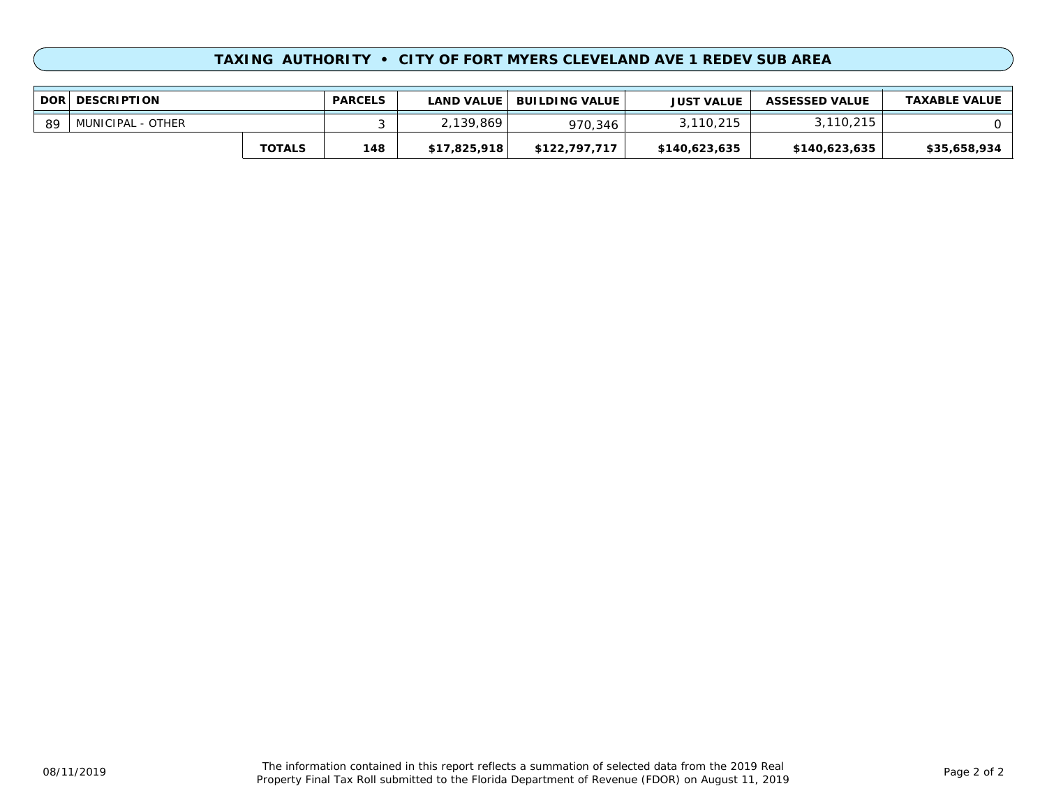## TAXING AUTHORITY • CITY OF FORT MYERS CLEVELAND AVE 1 REDEV SUB AREA

| DOR | DESCRIPTION | | PARCELS | LAND VALUE | BUILDING VALUE | JUST VALUE | ASSESSED VALUE | TAXABLE VALUE |
|---|---|---|---|---|---|---|---|---|
| 89 | MUNICIPAL - OTHER | | 3 | 2,139,869 | 970,346 | 3,110,215 | 3,110,215 | 0 |
| | | **TOTALS** | **148** | **$17,825,918** | **$122,797,717** | **$140,623,635** | **$140,623,635** | **$35,658,934** |

08/11/2019

*The information contained in this report reflects a summation of selected data from the 2019 Real Property Final Tax Roll submitted to the Florida Department of Revenue (FDOR) on August 11, 2019*